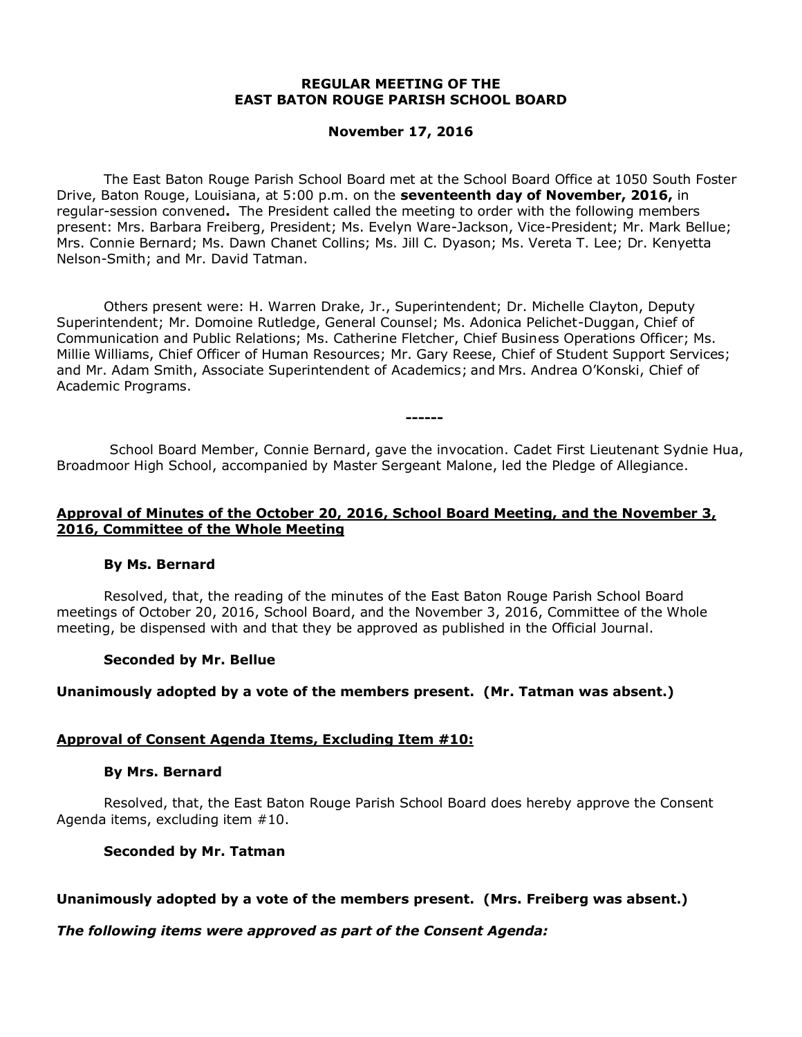**REGULAR MEETING OF THE**
**EAST BATON ROUGE PARISH SCHOOL BOARD**

**November 17, 2016**

The East Baton Rouge Parish School Board met at the School Board Office at 1050 South Foster Drive, Baton Rouge, Louisiana, at 5:00 p.m. on the **seventeenth day of November, 2016,** in regular-session convened**.** The President called the meeting to order with the following members present: Mrs. Barbara Freiberg, President; Ms. Evelyn Ware-Jackson, Vice-President; Mr. Mark Bellue; Mrs. Connie Bernard; Ms. Dawn Chanet Collins; Ms. Jill C. Dyason; Ms. Vereta T. Lee; Dr. Kenyetta Nelson-Smith; and Mr. David Tatman.

Others present were: H. Warren Drake, Jr., Superintendent; Dr. Michelle Clayton, Deputy Superintendent; Mr. Domoine Rutledge, General Counsel; Ms. Adonica Pelichet-Duggan, Chief of Communication and Public Relations; Ms. Catherine Fletcher, Chief Business Operations Officer; Ms. Millie Williams, Chief Officer of Human Resources; Mr. Gary Reese, Chief of Student Support Services; and Mr. Adam Smith, Associate Superintendent of Academics; and Mrs. Andrea O'Konski, Chief of Academic Programs.

**------**

School Board Member, Connie Bernard, gave the invocation. Cadet First Lieutenant Sydnie Hua, Broadmoor High School, accompanied by Master Sergeant Malone, led the Pledge of Allegiance.

**Approval of Minutes of the October 20, 2016, School Board Meeting, and the November 3, 2016, Committee of the Whole Meeting**

**By Ms. Bernard**

Resolved, that, the reading of the minutes of the East Baton Rouge Parish School Board meetings of October 20, 2016, School Board, and the November 3, 2016, Committee of the Whole meeting, be dispensed with and that they be approved as published in the Official Journal.

**Seconded by Mr. Bellue**

**Unanimously adopted by a vote of the members present. (Mr. Tatman was absent.)**

**Approval of Consent Agenda Items, Excluding Item #10:**

**By Mrs. Bernard**

Resolved, that, the East Baton Rouge Parish School Board does hereby approve the Consent Agenda items, excluding item #10.

**Seconded by Mr. Tatman**

**Unanimously adopted by a vote of the members present. (Mrs. Freiberg was absent.)**

***The following items were approved as part of the Consent Agenda:***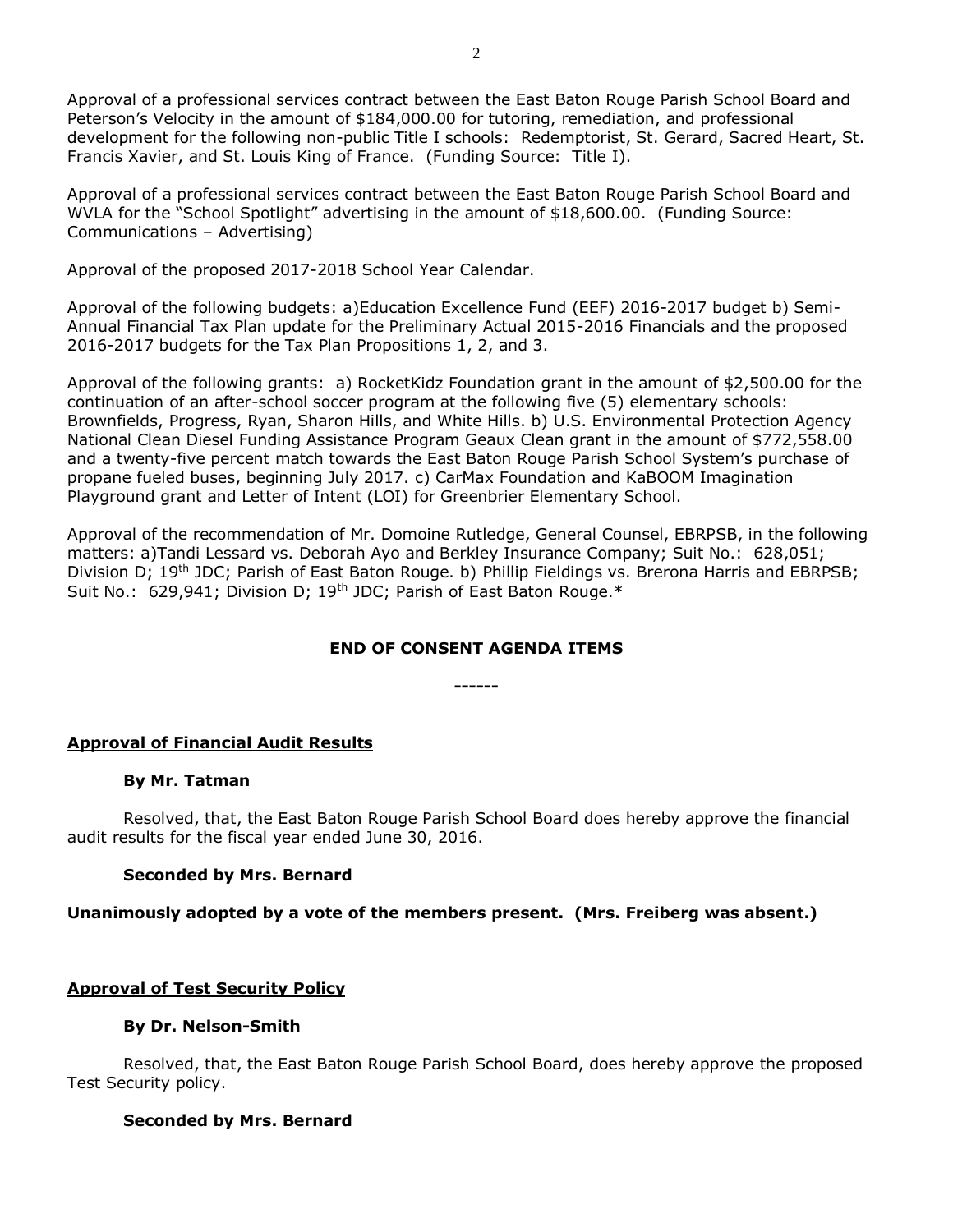Approval of a professional services contract between the East Baton Rouge Parish School Board and Peterson's Velocity in the amount of $184,000.00 for tutoring, remediation, and professional development for the following non-public Title I schools: Redemptorist, St. Gerard, Sacred Heart, St. Francis Xavier, and St. Louis King of France. (Funding Source: Title I).

Approval of a professional services contract between the East Baton Rouge Parish School Board and WVLA for the "School Spotlight" advertising in the amount of $18,600.00. (Funding Source: Communications – Advertising)

Approval of the proposed 2017-2018 School Year Calendar.

Approval of the following budgets: a)Education Excellence Fund (EEF) 2016-2017 budget b) Semi-Annual Financial Tax Plan update for the Preliminary Actual 2015-2016 Financials and the proposed 2016-2017 budgets for the Tax Plan Propositions 1, 2, and 3.

Approval of the following grants: a) RocketKidz Foundation grant in the amount of $2,500.00 for the continuation of an after-school soccer program at the following five (5) elementary schools: Brownfields, Progress, Ryan, Sharon Hills, and White Hills. b) U.S. Environmental Protection Agency National Clean Diesel Funding Assistance Program Geaux Clean grant in the amount of $772,558.00 and a twenty-five percent match towards the East Baton Rouge Parish School System's purchase of propane fueled buses, beginning July 2017. c) CarMax Foundation and KaBOOM Imagination Playground grant and Letter of Intent (LOI) for Greenbrier Elementary School.

Approval of the recommendation of Mr. Domoine Rutledge, General Counsel, EBRPSB, in the following matters: a)Tandi Lessard vs. Deborah Ayo and Berkley Insurance Company; Suit No.: 628,051; Division D; 19th JDC; Parish of East Baton Rouge. b) Phillip Fieldings vs. Brerona Harris and EBRPSB; Suit No.: 629,941; Division D; 19th JDC; Parish of East Baton Rouge.*

**END OF CONSENT AGENDA ITEMS**

**------**

**Approval of Financial Audit Results**

**By Mr. Tatman**

Resolved, that, the East Baton Rouge Parish School Board does hereby approve the financial audit results for the fiscal year ended June 30, 2016.

**Seconded by Mrs. Bernard**

**Unanimously adopted by a vote of the members present. (Mrs. Freiberg was absent.)**

**Approval of Test Security Policy**

**By Dr. Nelson-Smith**

Resolved, that, the East Baton Rouge Parish School Board, does hereby approve the proposed Test Security policy.

**Seconded by Mrs. Bernard**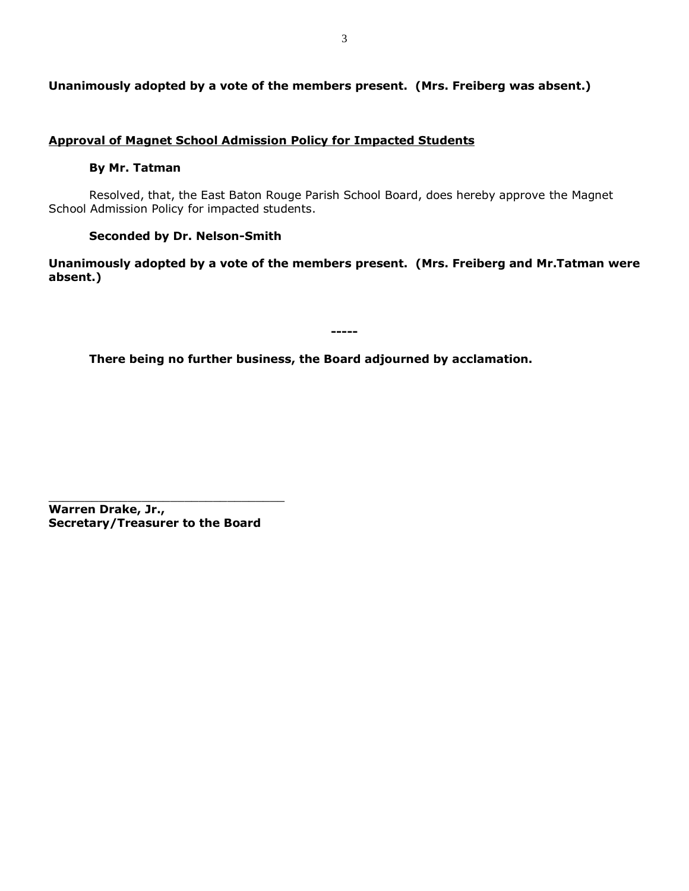**Unanimously adopted by a vote of the members present. (Mrs. Freiberg was absent.)**

## Approval of Magnet School Admission Policy for Impacted Students

**By Mr. Tatman**

Resolved, that, the East Baton Rouge Parish School Board, does hereby approve the Magnet School Admission Policy for impacted students.

**Seconded by Dr. Nelson-Smith**

**Unanimously adopted by a vote of the members present. (Mrs. Freiberg and Mr.Tatman were absent.)**

-----

**There being no further business, the Board adjourned by acclamation.**

\_\_\_\_\_\_\_\_\_\_\_\_\_\_\_\_\_\_\_\_\_\_\_\_\_\_\_\_\_\_\_\_

**Warren Drake, Jr.,**
**Secretary/Treasurer to the Board**